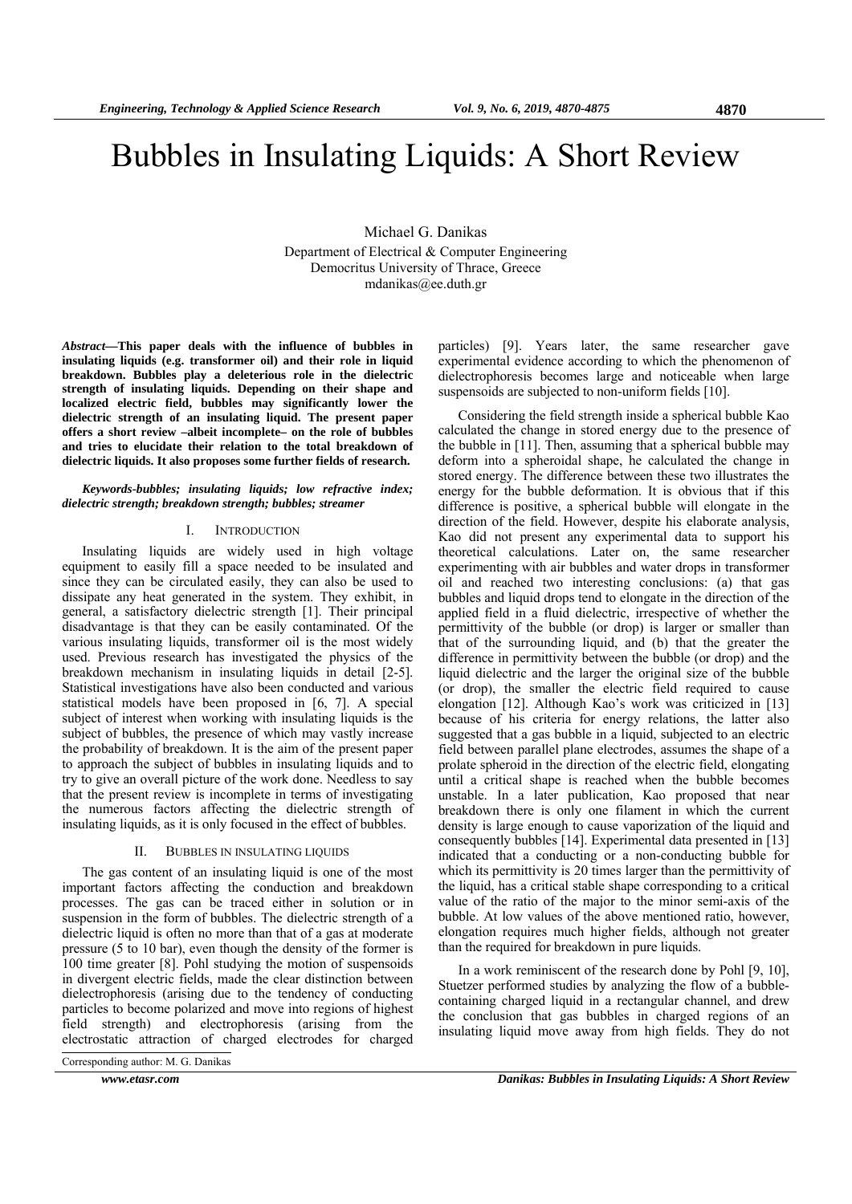# Bubbles in Insulating Liquids: A Short Review

Michael G. Danikas
Department of Electrical & Computer Engineering
Democritus University of Thrace, Greece
mdanikas@ee.duth.gr

***Abstract*—This paper deals with the influence of bubbles in insulating liquids (e.g. transformer oil) and their role in liquid breakdown. Bubbles play a deleterious role in the dielectric strength of insulating liquids. Depending on their shape and localized electric field, bubbles may significantly lower the dielectric strength of an insulating liquid. The present paper offers a short review –albeit incomplete– on the role of bubbles and tries to elucidate their relation to the total breakdown of dielectric liquids. It also proposes some further fields of research.**

***Keywords-bubbles; insulating liquids; low refractive index; dielectric strength; breakdown strength; bubbles; streamer***

## I. INTRODUCTION

Insulating liquids are widely used in high voltage equipment to easily fill a space needed to be insulated and since they can be circulated easily, they can also be used to dissipate any heat generated in the system. They exhibit, in general, a satisfactory dielectric strength [1]. Their principal disadvantage is that they can be easily contaminated. Of the various insulating liquids, transformer oil is the most widely used. Previous research has investigated the physics of the breakdown mechanism in insulating liquids in detail [2-5]. Statistical investigations have also been conducted and various statistical models have been proposed in [6, 7]. A special subject of interest when working with insulating liquids is the subject of bubbles, the presence of which may vastly increase the probability of breakdown. It is the aim of the present paper to approach the subject of bubbles in insulating liquids and to try to give an overall picture of the work done. Needless to say that the present review is incomplete in terms of investigating the numerous factors affecting the dielectric strength of insulating liquids, as it is only focused in the effect of bubbles.

## II. BUBBLES IN INSULATING LIQUIDS

The gas content of an insulating liquid is one of the most important factors affecting the conduction and breakdown processes. The gas can be traced either in solution or in suspension in the form of bubbles. The dielectric strength of a dielectric liquid is often no more than that of a gas at moderate pressure (5 to 10 bar), even though the density of the former is 100 time greater [8]. Pohl studying the motion of suspensoids in divergent electric fields, made the clear distinction between dielectrophoresis (arising due to the tendency of conducting particles to become polarized and move into regions of highest field strength) and electrophoresis (arising from the electrostatic attraction of charged electrodes for charged particles) [9]. Years later, the same researcher gave experimental evidence according to which the phenomenon of dielectrophoresis becomes large and noticeable when large suspensoids are subjected to non-uniform fields [10].

Considering the field strength inside a spherical bubble Kao calculated the change in stored energy due to the presence of the bubble in [11]. Then, assuming that a spherical bubble may deform into a spheroidal shape, he calculated the change in stored energy. The difference between these two illustrates the energy for the bubble deformation. It is obvious that if this difference is positive, a spherical bubble will elongate in the direction of the field. However, despite his elaborate analysis, Kao did not present any experimental data to support his theoretical calculations. Later on, the same researcher experimenting with air bubbles and water drops in transformer oil and reached two interesting conclusions: (a) that gas bubbles and liquid drops tend to elongate in the direction of the applied field in a fluid dielectric, irrespective of whether the permittivity of the bubble (or drop) is larger or smaller than that of the surrounding liquid, and (b) that the greater the difference in permittivity between the bubble (or drop) and the liquid dielectric and the larger the original size of the bubble (or drop), the smaller the electric field required to cause elongation [12]. Although Kao's work was criticized in [13] because of his criteria for energy relations, the latter also suggested that a gas bubble in a liquid, subjected to an electric field between parallel plane electrodes, assumes the shape of a prolate spheroid in the direction of the electric field, elongating until a critical shape is reached when the bubble becomes unstable. In a later publication, Kao proposed that near breakdown there is only one filament in which the current density is large enough to cause vaporization of the liquid and consequently bubbles [14]. Experimental data presented in [13] indicated that a conducting or a non-conducting bubble for which its permittivity is 20 times larger than the permittivity of the liquid, has a critical stable shape corresponding to a critical value of the ratio of the major to the minor semi-axis of the bubble. At low values of the above mentioned ratio, however, elongation requires much higher fields, although not greater than the required for breakdown in pure liquids.

In a work reminiscent of the research done by Pohl [9, 10], Stuetzer performed studies by analyzing the flow of a bubble-containing charged liquid in a rectangular channel, and drew the conclusion that gas bubbles in charged regions of an insulating liquid move away from high fields. They do not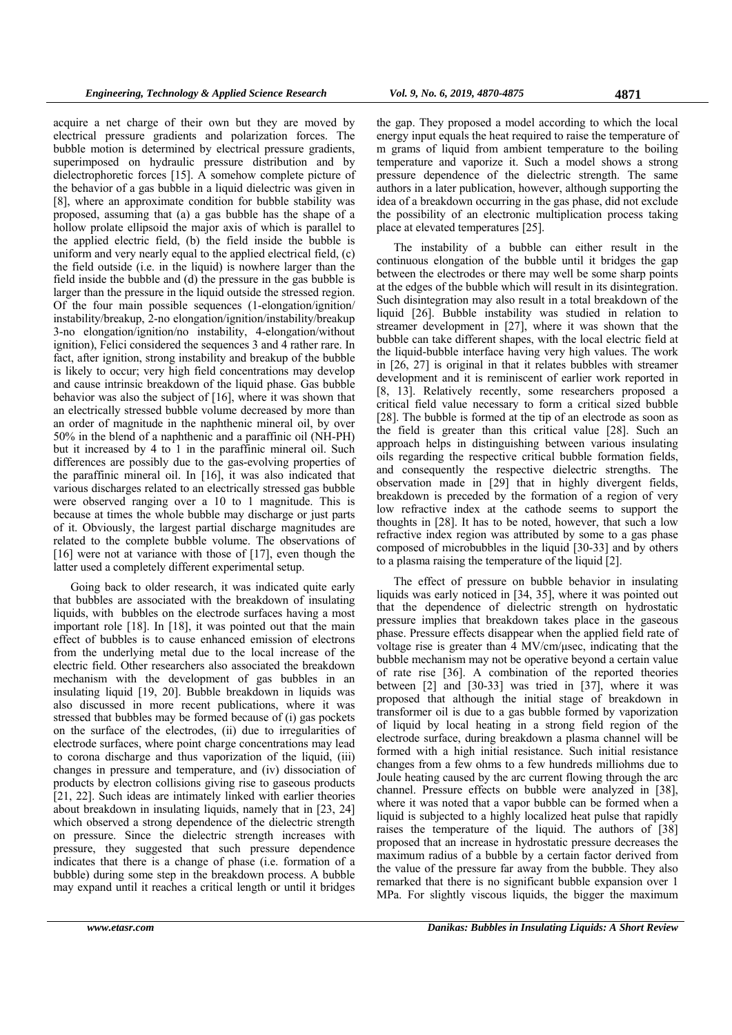acquire a net charge of their own but they are moved by electrical pressure gradients and polarization forces. The bubble motion is determined by electrical pressure gradients, superimposed on hydraulic pressure distribution and by dielectrophoretic forces [15]. A somehow complete picture of the behavior of a gas bubble in a liquid dielectric was given in [8], where an approximate condition for bubble stability was proposed, assuming that (a) a gas bubble has the shape of a hollow prolate ellipsoid the major axis of which is parallel to the applied electric field, (b) the field inside the bubble is uniform and very nearly equal to the applied electrical field, (c) the field outside (i.e. in the liquid) is nowhere larger than the field inside the bubble and (d) the pressure in the gas bubble is larger than the pressure in the liquid outside the stressed region. Of the four main possible sequences (1-elongation/ignition/instability/breakup, 2-no elongation/ignition/instability/breakup 3-no elongation/ignition/no instability, 4-elongation/without ignition), Felici considered the sequences 3 and 4 rather rare. In fact, after ignition, strong instability and breakup of the bubble is likely to occur; very high field concentrations may develop and cause intrinsic breakdown of the liquid phase. Gas bubble behavior was also the subject of [16], where it was shown that an electrically stressed bubble volume decreased by more than an order of magnitude in the naphthenic mineral oil, by over 50% in the blend of a naphthenic and a paraffinic oil (NH-PH) but it increased by 4 to 1 in the paraffinic mineral oil. Such differences are possibly due to the gas-evolving properties of the paraffinic mineral oil. In [16], it was also indicated that various discharges related to an electrically stressed gas bubble were observed ranging over a 10 to 1 magnitude. This is because at times the whole bubble may discharge or just parts of it. Obviously, the largest partial discharge magnitudes are related to the complete bubble volume. The observations of [16] were not at variance with those of [17], even though the latter used a completely different experimental setup.

Going back to older research, it was indicated quite early that bubbles are associated with the breakdown of insulating liquids, with bubbles on the electrode surfaces having a most important role [18]. In [18], it was pointed out that the main effect of bubbles is to cause enhanced emission of electrons from the underlying metal due to the local increase of the electric field. Other researchers also associated the breakdown mechanism with the development of gas bubbles in an insulating liquid [19, 20]. Bubble breakdown in liquids was also discussed in more recent publications, where it was stressed that bubbles may be formed because of (i) gas pockets on the surface of the electrodes, (ii) due to irregularities of electrode surfaces, where point charge concentrations may lead to corona discharge and thus vaporization of the liquid, (iii) changes in pressure and temperature, and (iv) dissociation of products by electron collisions giving rise to gaseous products [21, 22]. Such ideas are intimately linked with earlier theories about breakdown in insulating liquids, namely that in [23, 24] which observed a strong dependence of the dielectric strength on pressure. Since the dielectric strength increases with pressure, they suggested that such pressure dependence indicates that there is a change of phase (i.e. formation of a bubble) during some step in the breakdown process. A bubble may expand until it reaches a critical length or until it bridges the gap. They proposed a model according to which the local energy input equals the heat required to raise the temperature of m grams of liquid from ambient temperature to the boiling temperature and vaporize it. Such a model shows a strong pressure dependence of the dielectric strength. The same authors in a later publication, however, although supporting the idea of a breakdown occurring in the gas phase, did not exclude the possibility of an electronic multiplication process taking place at elevated temperatures [25].

The instability of a bubble can either result in the continuous elongation of the bubble until it bridges the gap between the electrodes or there may well be some sharp points at the edges of the bubble which will result in its disintegration. Such disintegration may also result in a total breakdown of the liquid [26]. Bubble instability was studied in relation to streamer development in [27], where it was shown that the bubble can take different shapes, with the local electric field at the liquid-bubble interface having very high values. The work in [26, 27] is original in that it relates bubbles with streamer development and it is reminiscent of earlier work reported in [8, 13]. Relatively recently, some researchers proposed a critical field value necessary to form a critical sized bubble [28]. The bubble is formed at the tip of an electrode as soon as the field is greater than this critical value [28]. Such an approach helps in distinguishing between various insulating oils regarding the respective critical bubble formation fields, and consequently the respective dielectric strengths. The observation made in [29] that in highly divergent fields, breakdown is preceded by the formation of a region of very low refractive index at the cathode seems to support the thoughts in [28]. It has to be noted, however, that such a low refractive index region was attributed by some to a gas phase composed of microbubbles in the liquid [30-33] and by others to a plasma raising the temperature of the liquid [2].

The effect of pressure on bubble behavior in insulating liquids was early noticed in [34, 35], where it was pointed out that the dependence of dielectric strength on hydrostatic pressure implies that breakdown takes place in the gaseous phase. Pressure effects disappear when the applied field rate of voltage rise is greater than 4 MV/cm/μsec, indicating that the bubble mechanism may not be operative beyond a certain value of rate rise [36]. A combination of the reported theories between [2] and [30-33] was tried in [37], where it was proposed that although the initial stage of breakdown in transformer oil is due to a gas bubble formed by vaporization of liquid by local heating in a strong field region of the electrode surface, during breakdown a plasma channel will be formed with a high initial resistance. Such initial resistance changes from a few ohms to a few hundreds milliohms due to Joule heating caused by the arc current flowing through the arc channel. Pressure effects on bubble were analyzed in [38], where it was noted that a vapor bubble can be formed when a liquid is subjected to a highly localized heat pulse that rapidly raises the temperature of the liquid. The authors of [38] proposed that an increase in hydrostatic pressure decreases the maximum radius of a bubble by a certain factor derived from the value of the pressure far away from the bubble. They also remarked that there is no significant bubble expansion over 1 MPa. For slightly viscous liquids, the bigger the maximum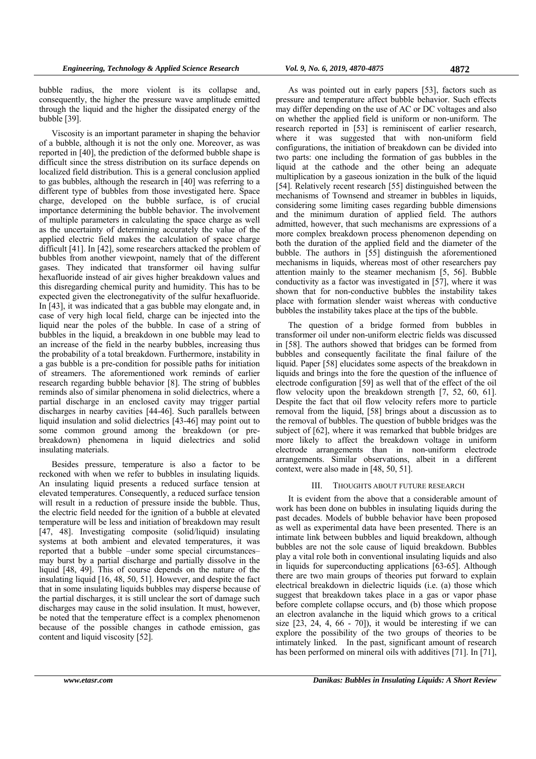bubble radius, the more violent is its collapse and, consequently, the higher the pressure wave amplitude emitted through the liquid and the higher the dissipated energy of the bubble [39].

Viscosity is an important parameter in shaping the behavior of a bubble, although it is not the only one. Moreover, as was reported in [40], the prediction of the deformed bubble shape is difficult since the stress distribution on its surface depends on localized field distribution. This is a general conclusion applied to gas bubbles, although the research in [40] was referring to a different type of bubbles from those investigated here. Space charge, developed on the bubble surface, is of crucial importance determining the bubble behavior. The involvement of multiple parameters in calculating the space charge as well as the uncertainty of determining accurately the value of the applied electric field makes the calculation of space charge difficult [41]. In [42], some researchers attacked the problem of bubbles from another viewpoint, namely that of the different gases. They indicated that transformer oil having sulfur hexafluoride instead of air gives higher breakdown values and this disregarding chemical purity and humidity. This has to be expected given the electronegativity of the sulfur hexafluoride. In [43], it was indicated that a gas bubble may elongate and, in case of very high local field, charge can be injected into the liquid near the poles of the bubble. In case of a string of bubbles in the liquid, a breakdown in one bubble may lead to an increase of the field in the nearby bubbles, increasing thus the probability of a total breakdown. Furthermore, instability in a gas bubble is a pre-condition for possible paths for initiation of streamers. The aforementioned work reminds of earlier research regarding bubble behavior [8]. The string of bubbles reminds also of similar phenomena in solid dielectrics, where a partial discharge in an enclosed cavity may trigger partial discharges in nearby cavities [44-46]. Such parallels between liquid insulation and solid dielectrics [43-46] may point out to some common ground among the breakdown (or pre-breakdown) phenomena in liquid dielectrics and solid insulating materials.

Besides pressure, temperature is also a factor to be reckoned with when we refer to bubbles in insulating liquids. An insulating liquid presents a reduced surface tension at elevated temperatures. Consequently, a reduced surface tension will result in a reduction of pressure inside the bubble. Thus, the electric field needed for the ignition of a bubble at elevated temperature will be less and initiation of breakdown may result [47, 48]. Investigating composite (solid/liquid) insulating systems at both ambient and elevated temperatures, it was reported that a bubble –under some special circumstances– may burst by a partial discharge and partially dissolve in the liquid [48, 49]. This of course depends on the nature of the insulating liquid [16, 48, 50, 51]. However, and despite the fact that in some insulating liquids bubbles may disperse because of the partial discharges, it is still unclear the sort of damage such discharges may cause in the solid insulation. It must, however, be noted that the temperature effect is a complex phenomenon because of the possible changes in cathode emission, gas content and liquid viscosity [52].

As was pointed out in early papers [53], factors such as pressure and temperature affect bubble behavior. Such effects may differ depending on the use of AC or DC voltages and also on whether the applied field is uniform or non-uniform. The research reported in [53] is reminiscent of earlier research, where it was suggested that with non-uniform field configurations, the initiation of breakdown can be divided into two parts: one including the formation of gas bubbles in the liquid at the cathode and the other being an adequate multiplication by a gaseous ionization in the bulk of the liquid [54]. Relatively recent research [55] distinguished between the mechanisms of Townsend and streamer in bubbles in liquids, considering some limiting cases regarding bubble dimensions and the minimum duration of applied field. The authors admitted, however, that such mechanisms are expressions of a more complex breakdown process phenomenon depending on both the duration of the applied field and the diameter of the bubble. The authors in [55] distinguish the aforementioned mechanisms in liquids, whereas most of other researchers pay attention mainly to the steamer mechanism [5, 56]. Bubble conductivity as a factor was investigated in [57], where it was shown that for non-conductive bubbles the instability takes place with formation slender waist whereas with conductive bubbles the instability takes place at the tips of the bubble.

The question of a bridge formed from bubbles in transformer oil under non-uniform electric fields was discussed in [58]. The authors showed that bridges can be formed from bubbles and consequently facilitate the final failure of the liquid. Paper [58] elucidates some aspects of the breakdown in liquids and brings into the fore the question of the influence of electrode configuration [59] as well that of the effect of the oil flow velocity upon the breakdown strength [7, 52, 60, 61]. Despite the fact that oil flow velocity refers more to particle removal from the liquid, [58] brings about a discussion as to the removal of bubbles. The question of bubble bridges was the subject of [62], where it was remarked that bubble bridges are more likely to affect the breakdown voltage in uniform electrode arrangements than in non-uniform electrode arrangements. Similar observations, albeit in a different context, were also made in [48, 50, 51].

## III. THOUGHTS ABOUT FUTURE RESEARCH

It is evident from the above that a considerable amount of work has been done on bubbles in insulating liquids during the past decades. Models of bubble behavior have been proposed as well as experimental data have been presented. There is an intimate link between bubbles and liquid breakdown, although bubbles are not the sole cause of liquid breakdown. Bubbles play a vital role both in conventional insulating liquids and also in liquids for superconducting applications [63-65]. Although there are two main groups of theories put forward to explain electrical breakdown in dielectric liquids (i.e. (a) those which suggest that breakdown takes place in a gas or vapor phase before complete collapse occurs, and (b) those which propose an electron avalanche in the liquid which grows to a critical size [23, 24, 4, 66 - 70]), it would be interesting if we can explore the possibility of the two groups of theories to be intimately linked. In the past, significant amount of research has been performed on mineral oils with additives [71]. In [71],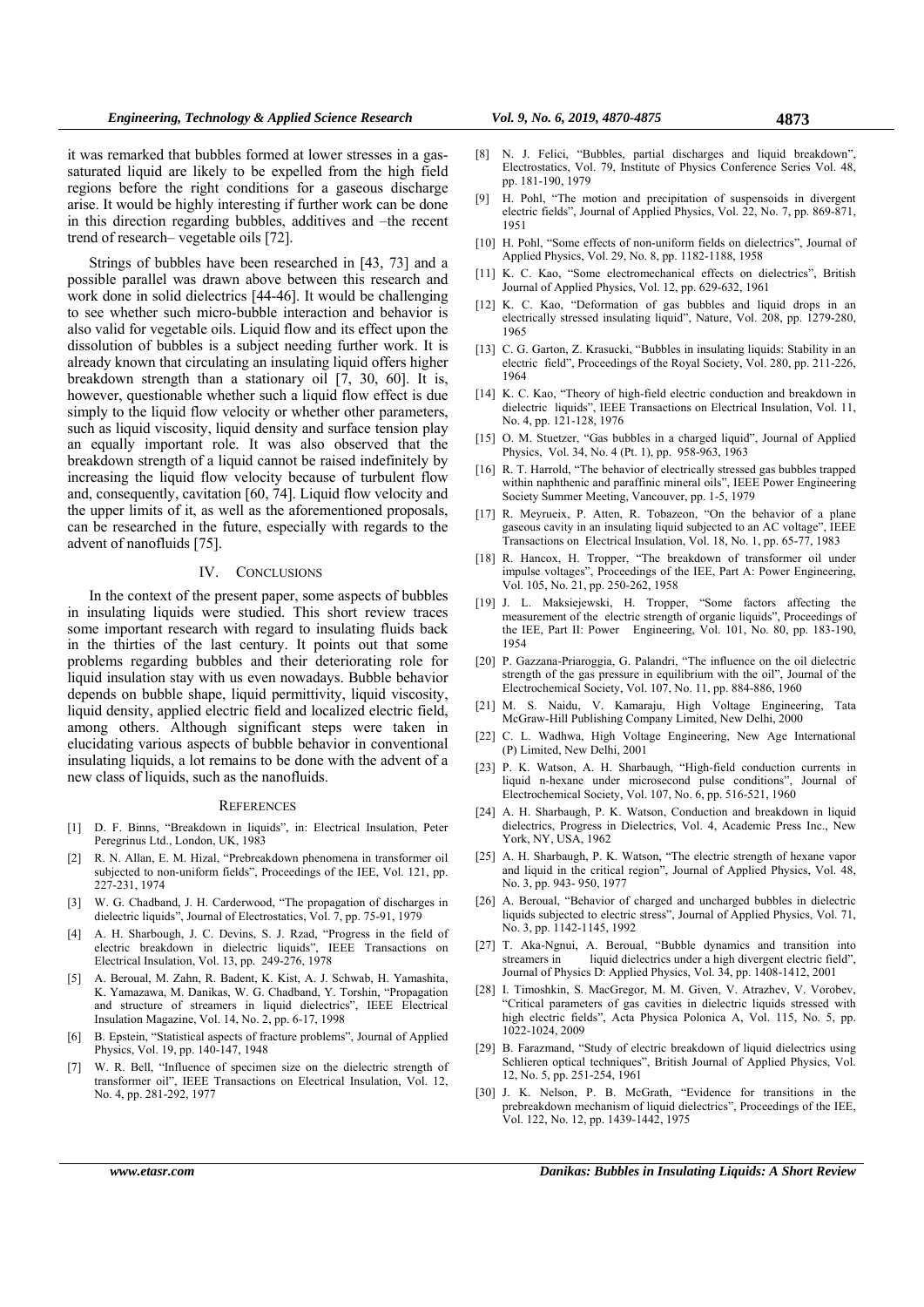it was remarked that bubbles formed at lower stresses in a gas-saturated liquid are likely to be expelled from the high field regions before the right conditions for a gaseous discharge arise. It would be highly interesting if further work can be done in this direction regarding bubbles, additives and –the recent trend of research– vegetable oils [72].

Strings of bubbles have been researched in [43, 73] and a possible parallel was drawn above between this research and work done in solid dielectrics [44-46]. It would be challenging to see whether such micro-bubble interaction and behavior is also valid for vegetable oils. Liquid flow and its effect upon the dissolution of bubbles is a subject needing further work. It is already known that circulating an insulating liquid offers higher breakdown strength than a stationary oil [7, 30, 60]. It is, however, questionable whether such a liquid flow effect is due simply to the liquid flow velocity or whether other parameters, such as liquid viscosity, liquid density and surface tension play an equally important role. It was also observed that the breakdown strength of a liquid cannot be raised indefinitely by increasing the liquid flow velocity because of turbulent flow and, consequently, cavitation [60, 74]. Liquid flow velocity and the upper limits of it, as well as the aforementioned proposals, can be researched in the future, especially with regards to the advent of nanofluids [75].

## IV. CONCLUSIONS

In the context of the present paper, some aspects of bubbles in insulating liquids were studied. This short review traces some important research with regard to insulating fluids back in the thirties of the last century. It points out that some problems regarding bubbles and their deteriorating role for liquid insulation stay with us even nowadays. Bubble behavior depends on bubble shape, liquid permittivity, liquid viscosity, liquid density, applied electric field and localized electric field, among others. Although significant steps were taken in elucidating various aspects of bubble behavior in conventional insulating liquids, a lot remains to be done with the advent of a new class of liquids, such as the nanofluids.

## REFERENCES

[1] D. F. Binns, "Breakdown in liquids", in: Electrical Insulation, Peter Peregrinus Ltd., London, UK, 1983

[2] R. N. Allan, E. M. Hizal, "Prebreakdown phenomena in transformer oil subjected to non-uniform fields", Proceedings of the IEE, Vol. 121, pp. 227-231, 1974

[3] W. G. Chadband, J. H. Carderwood, "The propagation of discharges in dielectric liquids", Journal of Electrostatics, Vol. 7, pp. 75-91, 1979

[4] A. H. Sharbough, J. C. Devins, S. J. Rzad, "Progress in the field of electric breakdown in dielectric liquids", IEEE Transactions on Electrical Insulation, Vol. 13, pp. 249-276, 1978

[5] A. Beroual, M. Zahn, R. Badent, K. Kist, A. J. Schwab, H. Yamashita, K. Yamazawa, M. Danikas, W. G. Chadband, Y. Torshin, "Propagation and structure of streamers in liquid dielectrics", IEEE Electrical Insulation Magazine, Vol. 14, No. 2, pp. 6-17, 1998

[6] B. Epstein, "Statistical aspects of fracture problems", Journal of Applied Physics, Vol. 19, pp. 140-147, 1948

[7] W. R. Bell, "Influence of specimen size on the dielectric strength of transformer oil", IEEE Transactions on Electrical Insulation, Vol. 12, No. 4, pp. 281-292, 1977

[8] N. J. Felici, "Bubbles, partial discharges and liquid breakdown", Electrostatics, Vol. 79, Institute of Physics Conference Series Vol. 48, pp. 181-190, 1979

[9] H. Pohl, "The motion and precipitation of suspensoids in divergent electric fields", Journal of Applied Physics, Vol. 22, No. 7, pp. 869-871, 1951

[10] H. Pohl, "Some effects of non-uniform fields on dielectrics", Journal of Applied Physics, Vol. 29, No. 8, pp. 1182-1188, 1958

[11] K. C. Kao, "Some electromechanical effects on dielectrics", British Journal of Applied Physics, Vol. 12, pp. 629-632, 1961

[12] K. C. Kao, "Deformation of gas bubbles and liquid drops in an electrically stressed insulating liquid", Nature, Vol. 208, pp. 1279-280, 1965

[13] C. G. Garton, Z. Krasucki, "Bubbles in insulating liquids: Stability in an electric field", Proceedings of the Royal Society, Vol. 280, pp. 211-226, 1964

[14] K. C. Kao, "Theory of high-field electric conduction and breakdown in dielectric liquids", IEEE Transactions on Electrical Insulation, Vol. 11, No. 4, pp. 121-128, 1976

[15] O. M. Stuetzer, "Gas bubbles in a charged liquid", Journal of Applied Physics, Vol. 34, No. 4 (Pt. 1), pp. 958-963, 1963

[16] R. T. Harrold, "The behavior of electrically stressed gas bubbles trapped within naphthenic and paraffinic mineral oils", IEEE Power Engineering Society Summer Meeting, Vancouver, pp. 1-5, 1979

[17] R. Meyrueix, P. Atten, R. Tobazeon, "On the behavior of a plane gaseous cavity in an insulating liquid subjected to an AC voltage", IEEE Transactions on Electrical Insulation, Vol. 18, No. 1, pp. 65-77, 1983

[18] R. Hancox, H. Tropper, "The breakdown of transformer oil under impulse voltages", Proceedings of the IEE, Part A: Power Engineering, Vol. 105, No. 21, pp. 250-262, 1958

[19] J. L. Maksiejewski, H. Tropper, "Some factors affecting the measurement of the electric strength of organic liquids", Proceedings of the IEE, Part II: Power Engineering, Vol. 101, No. 80, pp. 183-190, 1954

[20] P. Gazzana-Priaroggia, G. Palandri, "The influence on the oil dielectric strength of the gas pressure in equilibrium with the oil", Journal of the Electrochemical Society, Vol. 107, No. 11, pp. 884-886, 1960

[21] M. S. Naidu, V. Kamaraju, High Voltage Engineering, Tata McGraw-Hill Publishing Company Limited, New Delhi, 2000

[22] C. L. Wadhwa, High Voltage Engineering, New Age International (P) Limited, New Delhi, 2001

[23] P. K. Watson, A. H. Sharbaugh, "High-field conduction currents in liquid n-hexane under microsecond pulse conditions", Journal of Electrochemical Society, Vol. 107, No. 6, pp. 516-521, 1960

[24] A. H. Sharbaugh, P. K. Watson, Conduction and breakdown in liquid dielectrics, Progress in Dielectrics, Vol. 4, Academic Press Inc., New York, NY, USA, 1962

[25] A. H. Sharbaugh, P. K. Watson, "The electric strength of hexane vapor and liquid in the critical region", Journal of Applied Physics, Vol. 48, No. 3, pp. 943- 950, 1977

[26] A. Beroual, "Behavior of charged and uncharged bubbles in dielectric liquids subjected to electric stress", Journal of Applied Physics, Vol. 71, No. 3, pp. 1142-1145, 1992

[27] T. Aka-Ngnui, A. Beroual, "Bubble dynamics and transition into streamers in liquid dielectrics under a high divergent electric field", Journal of Physics D: Applied Physics, Vol. 34, pp. 1408-1412, 2001

[28] I. Timoshkin, S. MacGregor, M. M. Given, V. Atrazhev, V. Vorobev, "Critical parameters of gas cavities in dielectric liquids stressed with high electric fields", Acta Physica Polonica A, Vol. 115, No. 5, pp. 1022-1024, 2009

[29] B. Farazmand, "Study of electric breakdown of liquid dielectrics using Schlieren optical techniques", British Journal of Applied Physics, Vol. 12, No. 5, pp. 251-254, 1961

[30] J. K. Nelson, P. B. McGrath, "Evidence for transitions in the prebreakdown mechanism of liquid dielectrics", Proceedings of the IEE, Vol. 122, No. 12, pp. 1439-1442, 1975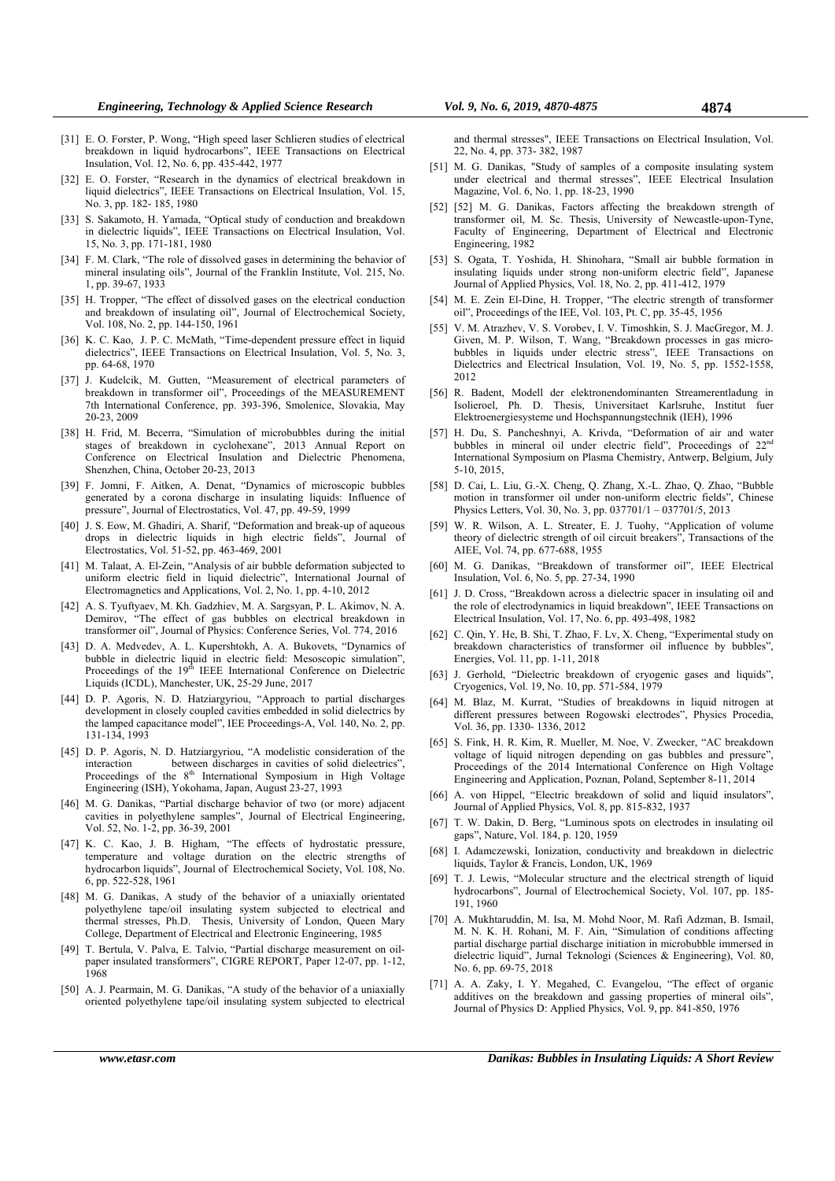[31] E. O. Forster, P. Wong, "High speed laser Schlieren studies of electrical breakdown in liquid hydrocarbons", IEEE Transactions on Electrical Insulation, Vol. 12, No. 6, pp. 435-442, 1977

[32] E. O. Forster, "Research in the dynamics of electrical breakdown in liquid dielectrics", IEEE Transactions on Electrical Insulation, Vol. 15, No. 3, pp. 182- 185, 1980

[33] S. Sakamoto, H. Yamada, "Optical study of conduction and breakdown in dielectric liquids", IEEE Transactions on Electrical Insulation, Vol. 15, No. 3, pp. 171-181, 1980

[34] F. M. Clark, "The role of dissolved gases in determining the behavior of mineral insulating oils", Journal of the Franklin Institute, Vol. 215, No. 1, pp. 39-67, 1933

[35] H. Tropper, "The effect of dissolved gases on the electrical conduction and breakdown of insulating oil", Journal of Electrochemical Society, Vol. 108, No. 2, pp. 144-150, 1961

[36] K. C. Kao, J. P. C. McMath, "Time-dependent pressure effect in liquid dielectrics", IEEE Transactions on Electrical Insulation, Vol. 5, No. 3, pp. 64-68, 1970

[37] J. Kudelcik, M. Gutten, "Measurement of electrical parameters of breakdown in transformer oil", Proceedings of the MEASUREMENT 7th International Conference, pp. 393-396, Smolenice, Slovakia, May 20-23, 2009

[38] H. Frid, M. Becerra, "Simulation of microbubbles during the initial stages of breakdown in cyclohexane", 2013 Annual Report on Conference on Electrical Insulation and Dielectric Phenomena, Shenzhen, China, October 20-23, 2013

[39] F. Jomni, F. Aitken, A. Denat, "Dynamics of microscopic bubbles generated by a corona discharge in insulating liquids: Influence of pressure", Journal of Electrostatics, Vol. 47, pp. 49-59, 1999

[40] J. S. Eow, M. Ghadiri, A. Sharif, "Deformation and break-up of aqueous drops in dielectric liquids in high electric fields", Journal of Electrostatics, Vol. 51-52, pp. 463-469, 2001

[41] M. Talaat, A. El-Zein, "Analysis of air bubble deformation subjected to uniform electric field in liquid dielectric", International Journal of Electromagnetics and Applications, Vol. 2, No. 1, pp. 4-10, 2012

[42] A. S. Tyuftyaev, M. Kh. Gadzhiev, M. A. Sargsyan, P. L. Akimov, N. A. Demirov, "The effect of gas bubbles on electrical breakdown in transformer oil", Journal of Physics: Conference Series, Vol. 774, 2016

[43] D. A. Medvedev, A. L. Kupershtokh, A. A. Bukovets, "Dynamics of bubble in dielectric liquid in electric field: Mesoscopic simulation", Proceedings of the 19th IEEE International Conference on Dielectric Liquids (ICDL), Manchester, UK, 25-29 June, 2017

[44] D. P. Agoris, N. D. Hatziargyriou, "Approach to partial discharges development in closely coupled cavities embedded in solid dielectrics by the lamped capacitance model", IEE Proceedings-A, Vol. 140, No. 2, pp. 131-134, 1993

[45] D. P. Agoris, N. D. Hatziargyriou, "A modelistic consideration of the interaction between discharges in cavities of solid dielectrics", Proceedings of the 8th International Symposium in High Voltage Engineering (ISH), Yokohama, Japan, August 23-27, 1993

[46] M. G. Danikas, "Partial discharge behavior of two (or more) adjacent cavities in polyethylene samples", Journal of Electrical Engineering, Vol. 52, No. 1-2, pp. 36-39, 2001

[47] K. C. Kao, J. B. Higham, "The effects of hydrostatic pressure, temperature and voltage duration on the electric strengths of hydrocarbon liquids", Journal of Electrochemical Society, Vol. 108, No. 6, pp. 522-528, 1961

[48] M. G. Danikas, A study of the behavior of a uniaxially orientated polyethylene tape/oil insulating system subjected to electrical and thermal stresses, Ph.D. Thesis, University of London, Queen Mary College, Department of Electrical and Electronic Engineering, 1985

[49] T. Bertula, V. Palva, E. Talvio, "Partial discharge measurement on oil-paper insulated transformers", CIGRE REPORT, Paper 12-07, pp. 1-12, 1968

[50] A. J. Pearmain, M. G. Danikas, "A study of the behavior of a uniaxially oriented polyethylene tape/oil insulating system subjected to electrical and thermal stresses", IEEE Transactions on Electrical Insulation, Vol. 22, No. 4, pp. 373- 382, 1987

[51] M. G. Danikas, "Study of samples of a composite insulating system under electrical and thermal stresses", IEEE Electrical Insulation Magazine, Vol. 6, No. 1, pp. 18-23, 1990

[52] [52] M. G. Danikas, Factors affecting the breakdown strength of transformer oil, M. Sc. Thesis, University of Newcastle-upon-Tyne, Faculty of Engineering, Department of Electrical and Electronic Engineering, 1982

[53] S. Ogata, T. Yoshida, H. Shinohara, "Small air bubble formation in insulating liquids under strong non-uniform electric field", Japanese Journal of Applied Physics, Vol. 18, No. 2, pp. 411-412, 1979

[54] M. E. Zein El-Dine, H. Tropper, "The electric strength of transformer oil", Proceedings of the IEE, Vol. 103, Pt. C, pp. 35-45, 1956

[55] V. M. Atrazhev, V. S. Vorobev, I. V. Timoshkin, S. J. MacGregor, M. J. Given, M. P. Wilson, T. Wang, "Breakdown processes in gas micro-bubbles in liquids under electric stress", IEEE Transactions on Dielectrics and Electrical Insulation, Vol. 19, No. 5, pp. 1552-1558, 2012

[56] R. Badent, Modell der elektronendominanten Streamerentladung in Isolieroel, Ph. D. Thesis, Universitaet Karlsruhe, Institut fuer Elektroenergiesysteme und Hochspannungstechnik (IEH), 1996

[57] H. Du, S. Pancheshnyi, A. Krivda, "Deformation of air and water bubbles in mineral oil under electric field", Proceedings of 22nd International Symposium on Plasma Chemistry, Antwerp, Belgium, July 5-10, 2015,

[58] D. Cai, L. Liu, G.-X. Cheng, Q. Zhang, X.-L. Zhao, Q. Zhao, "Bubble motion in transformer oil under non-uniform electric fields", Chinese Physics Letters, Vol. 30, No. 3, pp. 037701/1 – 037701/5, 2013

[59] W. R. Wilson, A. L. Streater, E. J. Tuohy, "Application of volume theory of dielectric strength of oil circuit breakers", Transactions of the AIEE, Vol. 74, pp. 677-688, 1955

[60] M. G. Danikas, "Breakdown of transformer oil", IEEE Electrical Insulation, Vol. 6, No. 5, pp. 27-34, 1990

[61] J. D. Cross, "Breakdown across a dielectric spacer in insulating oil and the role of electrodynamics in liquid breakdown", IEEE Transactions on Electrical Insulation, Vol. 17, No. 6, pp. 493-498, 1982

[62] C. Qin, Y. He, B. Shi, T. Zhao, F. Lv, X. Cheng, "Experimental study on breakdown characteristics of transformer oil influence by bubbles", Energies, Vol. 11, pp. 1-11, 2018

[63] J. Gerhold, "Dielectric breakdown of cryogenic gases and liquids", Cryogenics, Vol. 19, No. 10, pp. 571-584, 1979

[64] M. Blaz, M. Kurrat, "Studies of breakdowns in liquid nitrogen at different pressures between Rogowski electrodes", Physics Procedia, Vol. 36, pp. 1330- 1336, 2012

[65] S. Fink, H. R. Kim, R. Mueller, M. Noe, V. Zwecker, "AC breakdown voltage of liquid nitrogen depending on gas bubbles and pressure", Proceedings of the 2014 International Conference on High Voltage Engineering and Application, Poznan, Poland, September 8-11, 2014

[66] A. von Hippel, "Electric breakdown of solid and liquid insulators", Journal of Applied Physics, Vol. 8, pp. 815-832, 1937

[67] T. W. Dakin, D. Berg, "Luminous spots on electrodes in insulating oil gaps", Nature, Vol. 184, p. 120, 1959

[68] I. Adamczewski, Ionization, conductivity and breakdown in dielectric liquids, Taylor & Francis, London, UK, 1969

[69] T. J. Lewis, "Molecular structure and the electrical strength of liquid hydrocarbons", Journal of Electrochemical Society, Vol. 107, pp. 185-191, 1960

[70] A. Mukhtaruddin, M. Isa, M. Mohd Noor, M. Rafi Adzman, B. Ismail, M. N. K. H. Rohani, M. F. Ain, "Simulation of conditions affecting partial discharge partial discharge initiation in microbubble immersed in dielectric liquid", Jurnal Teknologi (Sciences & Engineering), Vol. 80, No. 6, pp. 69-75, 2018

[71] A. A. Zaky, I. Y. Megahed, C. Evangelou, "The effect of organic additives on the breakdown and gassing properties of mineral oils", Journal of Physics D: Applied Physics, Vol. 9, pp. 841-850, 1976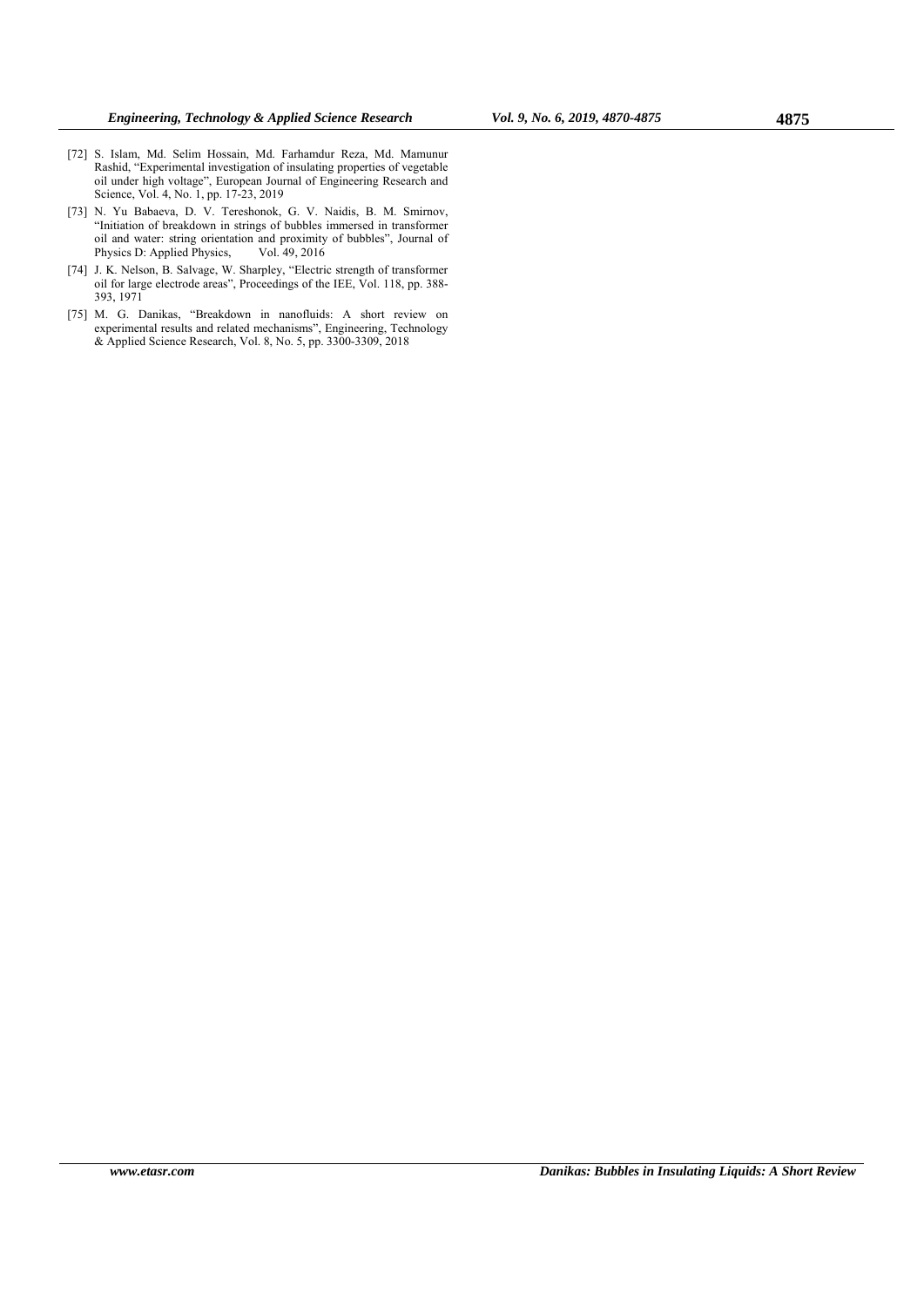[72] S. Islam, Md. Selim Hossain, Md. Farhamdur Reza, Md. Mamunur Rashid, "Experimental investigation of insulating properties of vegetable oil under high voltage", European Journal of Engineering Research and Science, Vol. 4, No. 1, pp. 17-23, 2019

[73] N. Yu Babaeva, D. V. Tereshonok, G. V. Naidis, B. M. Smirnov, "Initiation of breakdown in strings of bubbles immersed in transformer oil and water: string orientation and proximity of bubbles", Journal of Physics D: Applied Physics, Vol. 49, 2016

[74] J. K. Nelson, B. Salvage, W. Sharpley, "Electric strength of transformer oil for large electrode areas", Proceedings of the IEE, Vol. 118, pp. 388-393, 1971

[75] M. G. Danikas, "Breakdown in nanofluids: A short review on experimental results and related mechanisms", Engineering, Technology & Applied Science Research, Vol. 8, No. 5, pp. 3300-3309, 2018